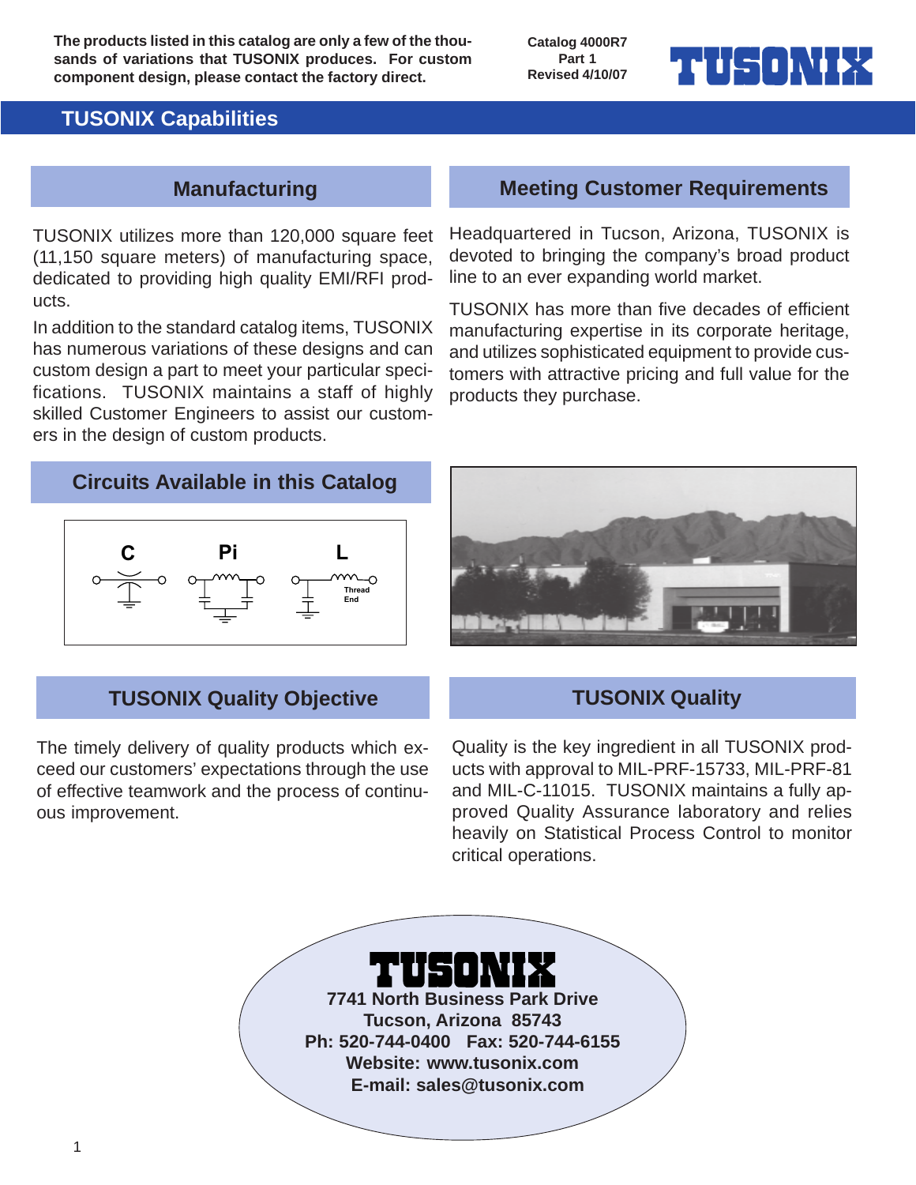**The products listed in this catalog are only a few of the thousands of variations that TUSONIX produces. For custom component design, please contact the factory direct.**

**Catalog 4000R7**
**Part 1**
**Revised 4/10/07**

TUSONIX

# TUSONIX Capabilities

## Manufacturing

TUSONIX utilizes more than 120,000 square feet (11,150 square meters) of manufacturing space, dedicated to providing high quality EMI/RFI products.

In addition to the standard catalog items, TUSONIX has numerous variations of these designs and can custom design a part to meet your particular specifications. TUSONIX maintains a staff of highly skilled Customer Engineers to assist our customers in the design of custom products.

## Meeting Customer Requirements

Headquartered in Tucson, Arizona, TUSONIX is devoted to bringing the company's broad product line to an ever expanding world market.

TUSONIX has more than five decades of efficient manufacturing expertise in its corporate heritage, and utilizes sophisticated equipment to provide customers with attractive pricing and full value for the products they purchase.

## Circuits Available in this Catalog

C — Pi — L (Thread End)

## TUSONIX Quality Objective

The timely delivery of quality products which exceed our customers' expectations through the use of effective teamwork and the process of continuous improvement.

## TUSONIX Quality

Quality is the key ingredient in all TUSONIX products with approval to MIL-PRF-15733, MIL-PRF-81 and MIL-C-11015. TUSONIX maintains a fully approved Quality Assurance laboratory and relies heavily on Statistical Process Control to monitor critical operations.

**TUSONIX**
**7741 North Business Park Drive**
**Tucson, Arizona 85743**
**Ph: 520-744-0400 Fax: 520-744-6155**
**Website: www.tusonix.com**
**E-mail: sales@tusonix.com**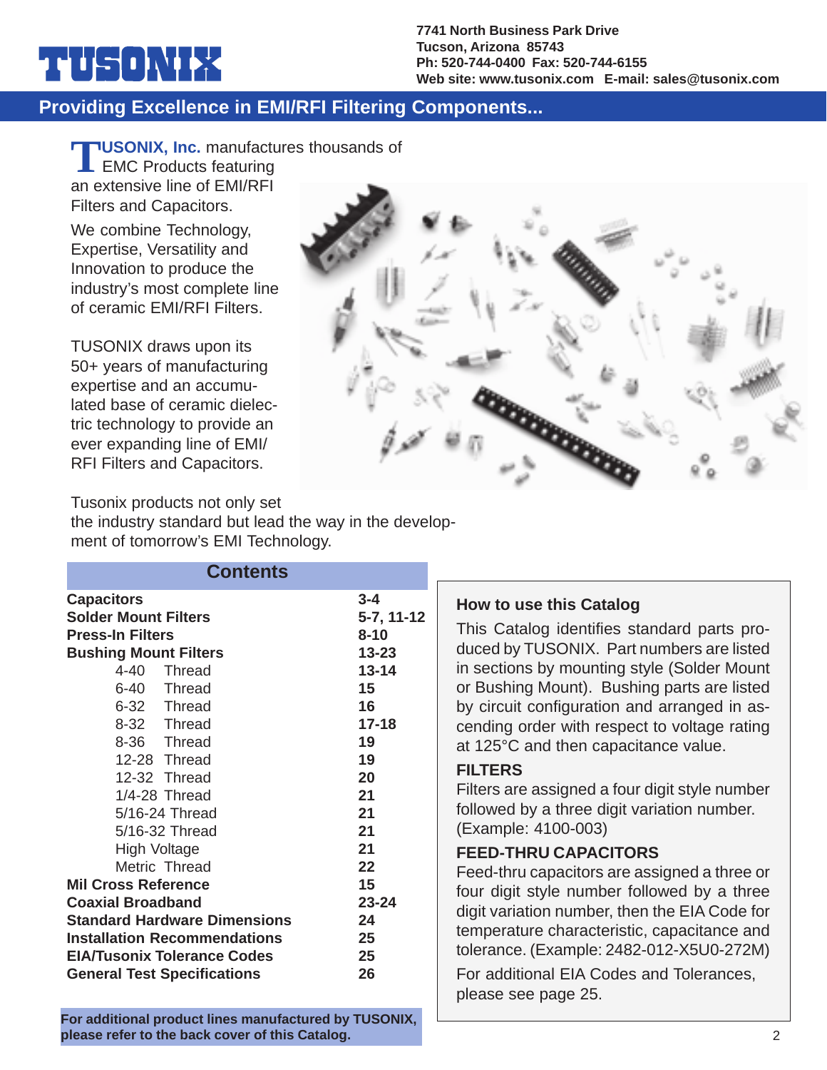# TUSONIX

**7741 North Business Park Drive**
**Tucson, Arizona 85743**
**Ph: 520-744-0400 Fax: 520-744-6155**
**Web site: www.tusonix.com E-mail: sales@tusonix.com**

## Providing Excellence in EMI/RFI Filtering Components...

**TUSONIX, Inc.** manufactures thousands of EMC Products featuring an extensive line of EMI/RFI Filters and Capacitors.

We combine Technology, Expertise, Versatility and Innovation to produce the industry's most complete line of ceramic EMI/RFI Filters.

TUSONIX draws upon its 50+ years of manufacturing expertise and an accumulated base of ceramic dielectric technology to provide an ever expanding line of EMI/RFI Filters and Capacitors.

Tusonix products not only set the industry standard but lead the way in the development of tomorrow's EMI Technology.

## Contents

| | |
|---|---|
| **Capacitors** | **3-4** |
| **Solder Mount Filters** | **5-7, 11-12** |
| **Press-In Filters** | **8-10** |
| **Bushing Mount Filters** | **13-23** |
| 4-40 Thread | **13-14** |
| 6-40 Thread | **15** |
| 6-32 Thread | **16** |
| 8-32 Thread | **17-18** |
| 8-36 Thread | **19** |
| 12-28 Thread | **19** |
| 12-32 Thread | **20** |
| 1/4-28 Thread | **21** |
| 5/16-24 Thread | **21** |
| 5/16-32 Thread | **21** |
| High Voltage | **21** |
| Metric Thread | **22** |
| **Mil Cross Reference** | **15** |
| **Coaxial Broadband** | **23-24** |
| **Standard Hardware Dimensions** | **24** |
| **Installation Recommendations** | **25** |
| **EIA/Tusonix Tolerance Codes** | **25** |
| **General Test Specifications** | **26** |

**For additional product lines manufactured by TUSONIX, please refer to the back cover of this Catalog.**

### How to use this Catalog

This Catalog identifies standard parts produced by TUSONIX. Part numbers are listed in sections by mounting style (Solder Mount or Bushing Mount). Bushing parts are listed by circuit configuration and arranged in ascending order with respect to voltage rating at 125°C and then capacitance value.

**FILTERS**

Filters are assigned a four digit style number followed by a three digit variation number. (Example: 4100-003)

**FEED-THRU CAPACITORS**

Feed-thru capacitors are assigned a three or four digit style number followed by a three digit variation number, then the EIA Code for temperature characteristic, capacitance and tolerance. (Example: 2482-012-X5U0-272M)

For additional EIA Codes and Tolerances, please see page 25.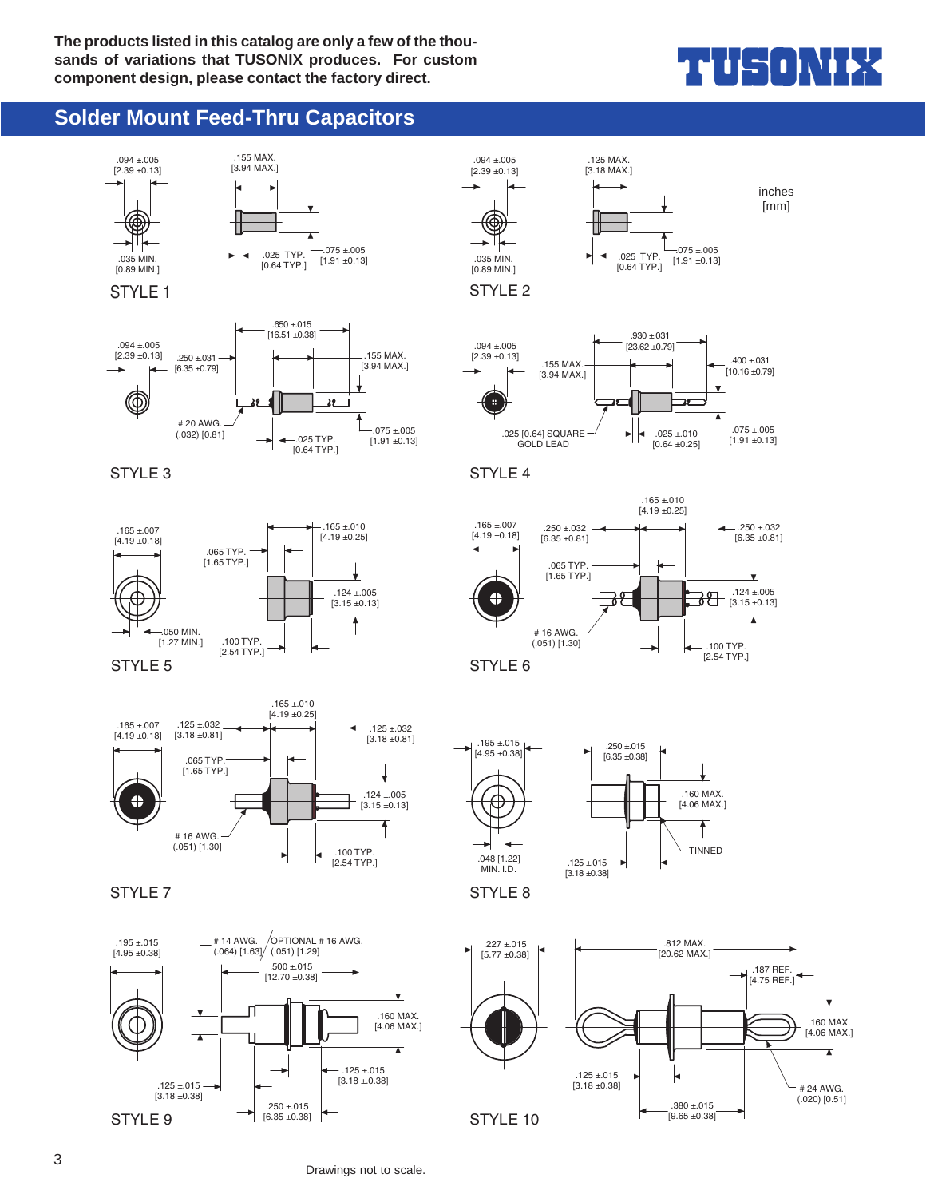The products listed in this catalog are only a few of the thousands of variations that TUSONIX produces. For custom component design, please contact the factory direct.

TUSONIX

## Solder Mount Feed-Thru Capacitors

inches
[mm]

### STYLE 1

.094 ±.005 [2.39 ±0.13]
.155 MAX. [3.94 MAX.]
.035 MIN. [0.89 MIN.]
.025 TYP. [0.64 TYP.]
.075 ±.005 [1.91 ±0.13]

### STYLE 2

.094 ±.005 [2.39 ±0.13]
.125 MAX. [3.18 MAX.]
.035 MIN. [0.89 MIN.]
.025 TYP. [0.64 TYP.]
.075 ±.005 [1.91 ±0.13]

### STYLE 3

.094 ±.005 [2.39 ±0.13]
.250 ±.031 [6.35 ±0.79]
.650 ±.015 [16.51 ±0.38]
.155 MAX. [3.94 MAX.]
# 20 AWG. (.032) [0.81]
.025 TYP. [0.64 TYP.]
.075 ±.005 [1.91 ±0.13]

### STYLE 4

.094 ±.005 [2.39 ±0.13]
.155 MAX. [3.94 MAX.]
.930 ±.031 [23.62 ±0.79]
.400 ±.031 [10.16 ±0.79]
.025 [0.64] SQUARE GOLD LEAD
.025 ±.010 [0.64 ±0.25]
.075 ±.005 [1.91 ±0.13]

### STYLE 5

.165 ±.007 [4.19 ±0.18]
.065 TYP. [1.65 TYP.]
.165 ±.010 [4.19 ±0.25]
.124 ±.005 [3.15 ±0.13]
.050 MIN. [1.27 MIN.]
.100 TYP. [2.54 TYP.]

### STYLE 6

.165 ±.007 [4.19 ±0.18]
.250 ±.032 [6.35 ±0.81]
.165 ±.010 [4.19 ±0.25]
.250 ±.032 [6.35 ±0.81]
.065 TYP. [1.65 TYP.]
.124 ±.005 [3.15 ±0.13]
# 16 AWG. (.051) [1.30]
.100 TYP. [2.54 TYP.]

### STYLE 7

.165 ±.007 [4.19 ±0.18]
.125 ±.032 [3.18 ±0.81]
.165 ±.010 [4.19 ±0.25]
.125 ±.032 [3.18 ±0.81]
.065 TYP. [1.65 TYP.]
.124 ±.005 [3.15 ±0.13]
# 16 AWG. (.051) [1.30]
.100 TYP. [2.54 TYP.]

### STYLE 8

.195 ±.015 [4.95 ±0.38]
.250 ±.015 [6.35 ±0.38]
.160 MAX. [4.06 MAX.]
.048 [1.22] MIN. I.D.
.125 ±.015 [3.18 ±0.38]
TINNED

### STYLE 9

.195 ±.015 [4.95 ±0.38]
# 14 AWG. (.064) [1.63]
OPTIONAL # 16 AWG. (.051) [1.29]
.500 ±.015 [12.70 ±0.38]
.160 MAX. [4.06 MAX.]
.125 ±.015 [3.18 ±0.38]
.125 ±.015 [3.18 ±0.38]
.250 ±.015 [6.35 ±0.38]

### STYLE 10

.227 ±.015 [5.77 ±0.38]
.812 MAX. [20.62 MAX.]
.187 REF. [4.75 REF.]
.160 MAX. [4.06 MAX.]
.125 ±.015 [3.18 ±0.38]
# 24 AWG. (.020) [0.51]
.380 ±.015 [9.65 ±0.38]

Drawings not to scale.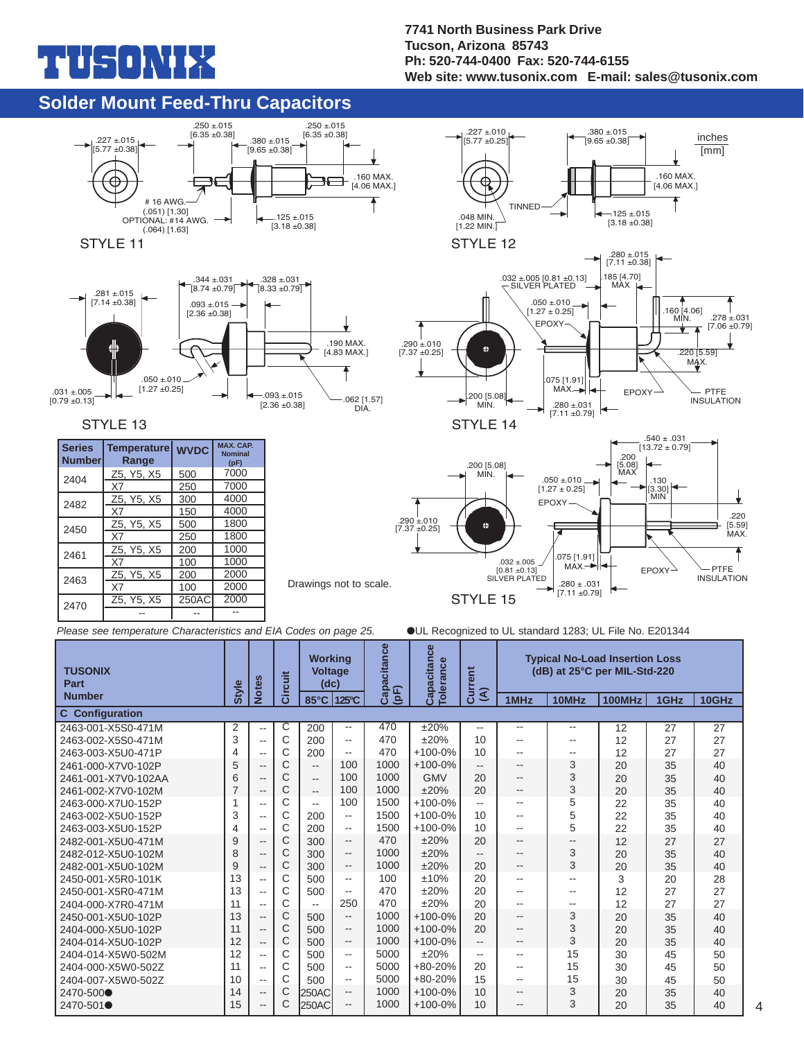# TUSONIX

**7741 North Business Park Drive**
**Tucson, Arizona 85743**
**Ph: 520-744-0400 Fax: 520-744-6155**
**Web site: www.tusonix.com E-mail: sales@tusonix.com**

## Solder Mount Feed-Thru Capacitors

inches
[mm]

STYLE 11

.227 ±.015 [5.77 ±0.38]
.250 ±.015 [6.35 ±0.38]
.380 ±.015 [9.65 ±0.38]
.250 ±.015 [6.35 ±0.38]
.160 MAX. [4.06 MAX.]
# 16 AWG. (.051) [1.30]
OPTIONAL: #14 AWG. (.064) [1.63]
.125 ±.015 [3.18 ±0.38]

STYLE 12

.227 ±.010 [5.77 ±0.25]
.380 ±.015 [9.65 ±0.38]
.160 MAX. [4.06 MAX.]
TINNED
.048 MIN. [1.22 MIN.]
.125 ±.015 [3.18 ±0.38]

STYLE 13

.281 ±.015 [7.14 ±0.38]
.344 ±.031 [8.74 ±0.79]
.328 ±.031 [8.33 ±0.79]
.093 ±.015 [2.36 ±0.38]
.190 MAX. [4.83 MAX.]
.050 ±.010 [1.27 ±0.25]
.031 ±.005 [0.79 ±0.13]
.093 ±.015 [2.36 ±0.38]
.062 [1.57] DIA.

STYLE 14

.280 ±.015 [7.11 ±0.38]
.032 ±.005 [0.81 ±0.13] SILVER PLATED
.185 [4.70] MAX
.050 ±.010 [1.27 ± 0.25]
EPOXY
.160 [4.06] MIN.
.278 ±.031 [7.06 ±0.79]
.290 ±.010 [7.37 ±0.25]
.220 [5.59] MAX.
.075 [1.91] MAX.
EPOXY
PTFE INSULATION
.200 [5.08] MIN.
.280 ±.031 [7.11 ±0.79]

STYLE 15

.540 ± .031 [13.72 ± 0.79]
.200 [5.08] MIN.
.200 [5.08] MAX
.050 ±.010 [1.27 ± 0.25]
.130 [3.30] MIN
EPOXY
.220 [5.59] MAX.
.290 ±.010 [7.37 ±0.25]
.032 ±.005 [0.81 ±0.13] SILVER PLATED
.075 [1.91] MAX.
EPOXY
PTFE INSULATION
.280 ± .031 [7.11 ±0.79]

| Series Number | Temperature Range | WVDC | MAX. CAP. Nominal (pF) |
|---|---|---|---|
| 2404 | Z5, Y5, X5 | 500 | 7000 |
| | X7 | 250 | 7000 |
| 2482 | Z5, Y5, X5 | 300 | 4000 |
| | X7 | 150 | 4000 |
| 2450 | Z5, Y5, X5 | 500 | 1800 |
| | X7 | 250 | 1800 |
| 2461 | Z5, Y5, X5 | 200 | 1000 |
| | X7 | 100 | 1000 |
| 2463 | Z5, Y5, X5 | 200 | 2000 |
| | X7 | 100 | 2000 |
| 2470 | Z5, Y5, X5 | 250AC | 2000 |
| | -- | -- | -- |

Drawings not to scale.

*Please see temperature Characteristics and EIA Codes on page 25.*

●UL Recognized to UL standard 1283; UL File No. E201344

| TUSONIX Part Number | Style | Notes | Circuit | Working Voltage (dc) 85°C | 125°C | Capacitance (pF) | Capacitance Tolerance | Current (A) | Typical No-Load Insertion Loss (dB) at 25°C per MIL-Std-220 1MHz | 10MHz | 100MHz | 1GHz | 10GHz |
|---|---|---|---|---|---|---|---|---|---|---|---|---|---|
| **C Configuration** | | | | | | | | | | | | | |
| 2463-001-X5S0-471M | 2 | -- | C | 200 | -- | 470 | ±20% | -- | -- | -- | 12 | 27 | 27 |
| 2463-002-X5S0-471M | 3 | -- | C | 200 | -- | 470 | ±20% | 10 | -- | -- | 12 | 27 | 27 |
| 2463-003-X5U0-471P | 4 | -- | C | 200 | -- | 470 | +100-0% | 10 | -- | -- | 12 | 27 | 27 |
| 2461-000-X7V0-102P | 5 | -- | C | -- | 100 | 1000 | +100-0% | -- | -- | 3 | 20 | 35 | 40 |
| 2461-001-X7V0-102AA | 6 | -- | C | -- | 100 | 1000 | GMV | 20 | -- | 3 | 20 | 35 | 40 |
| 2461-002-X7V0-102M | 7 | -- | C | -- | 100 | 1000 | ±20% | 20 | -- | 3 | 20 | 35 | 40 |
| 2463-000-X7U0-152P | 1 | -- | C | -- | 100 | 1500 | +100-0% | -- | -- | 5 | 22 | 35 | 40 |
| 2463-002-X5U0-152P | 3 | -- | C | 200 | -- | 1500 | +100-0% | 10 | -- | 5 | 22 | 35 | 40 |
| 2463-003-X5U0-152P | 4 | -- | C | 200 | -- | 1500 | +100-0% | 10 | -- | 5 | 22 | 35 | 40 |
| 2482-001-X5U0-471M | 9 | -- | C | 300 | -- | 470 | ±20% | 20 | -- | -- | 12 | 27 | 27 |
| 2482-012-X5U0-102M | 8 | -- | C | 300 | -- | 1000 | ±20% | -- | -- | 3 | 20 | 35 | 40 |
| 2482-001-X5U0-102M | 9 | -- | C | 300 | -- | 1000 | ±20% | 20 | -- | 3 | 20 | 35 | 40 |
| 2450-001-X5R0-101K | 13 | -- | C | 500 | -- | 100 | ±10% | 20 | -- | -- | 3 | 20 | 28 |
| 2450-001-X5R0-471M | 13 | -- | C | 500 | -- | 470 | ±20% | 20 | -- | -- | 12 | 27 | 27 |
| 2404-000-X7R0-471M | 11 | -- | C | -- | 250 | 470 | ±20% | 20 | -- | -- | 12 | 27 | 27 |
| 2450-001-X5U0-102P | 13 | -- | C | 500 | -- | 1000 | +100-0% | 20 | -- | 3 | 20 | 35 | 40 |
| 2404-000-X5U0-102P | 11 | -- | C | 500 | -- | 1000 | +100-0% | 20 | -- | 3 | 20 | 35 | 40 |
| 2404-014-X5U0-102P | 12 | -- | C | 500 | -- | 1000 | +100-0% | -- | -- | 3 | 20 | 35 | 40 |
| 2404-014-X5W0-502M | 12 | -- | C | 500 | -- | 5000 | ±20% | -- | -- | 15 | 30 | 45 | 50 |
| 2404-000-X5W0-502Z | 11 | -- | C | 500 | -- | 5000 | +80-20% | 20 | -- | 15 | 30 | 45 | 50 |
| 2404-007-X5W0-502Z | 10 | -- | C | 500 | -- | 5000 | +80-20% | 15 | -- | 15 | 30 | 45 | 50 |
| 2470-500● | 14 | -- | C | 250AC | -- | 1000 | +100-0% | 10 | -- | 3 | 20 | 35 | 40 |
| 2470-501● | 15 | -- | C | 250AC | -- | 1000 | +100-0% | 10 | -- | 3 | 20 | 35 | 40 |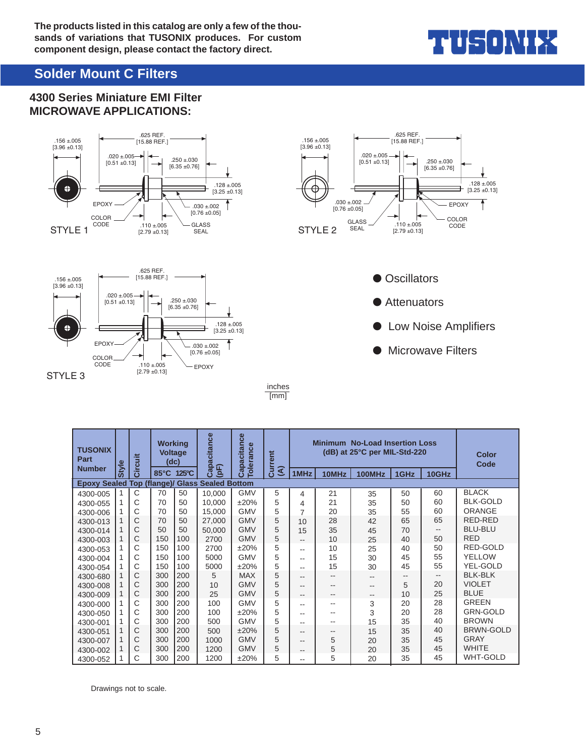The products listed in this catalog are only a few of the thousands of variations that TUSONIX produces. For custom component design, please contact the factory direct.

TUSONIX

## Solder Mount C Filters

### 4300 Series Miniature EMI Filter
### MICROWAVE APPLICATIONS:

STYLE 1: .156 ±.005 [3.96 ±0.13]; .625 REF. [15.88 REF.]; .020 ±.005 [0.51 ±0.13]; .250 ±.030 [6.35 ±0.76]; .128 ±.005 [3.25 ±0.13]; .030 ±.002 [0.76 ±0.05]; .110 ±.005 [2.79 ±0.13]; EPOXY; COLOR CODE; GLASS SEAL

STYLE 2: .156 ±.005 [3.96 ±0.13]; .625 REF. [15.88 REF.]; .020 ±.005 [0.51 ±0.13]; .250 ±.030 [6.35 ±0.76]; .128 ±.005 [3.25 ±0.13]; .030 ±.002 [0.76 ±0.05]; .110 ±.005 [2.79 ±0.13]; EPOXY; COLOR CODE; GLASS SEAL

STYLE 3: .156 ±.005 [3.96 ±0.13]; .625 REF. [15.88 REF.]; .020 ±.005 [0.51 ±0.13]; .250 ±.030 [6.35 ±0.76]; .128 ±.005 [3.25 ±0.13]; .030 ±.002 [0.76 ±0.05]; .110 ±.005 [2.79 ±0.13]; EPOXY; COLOR CODE; EPOXY

- Oscillators
- Attenuators
- Low Noise Amplifiers
- Microwave Filters

inches
[mm]

| TUSONIX Part Number | Style | Circuit | Working Voltage (dc) 85°C | 125°C | Capacitance (pF) | Capacitance Tolerance | Current (A) | Minimum No-Load Insertion Loss (dB) at 25°C per MIL-Std-220 1MHz | 10MHz | 100MHz | 1GHz | 10GHz | Color Code |
|---|---|---|---|---|---|---|---|---|---|---|---|---|---|
| **Epoxy Sealed Top (flange)/ Glass Sealed Bottom** | | | | | | | | | | | | | |
| 4300-005 | 1 | C | 70 | 50 | 10,000 | GMV | 5 | 4 | 21 | 35 | 50 | 60 | BLACK |
| 4300-055 | 1 | C | 70 | 50 | 10,000 | ±20% | 5 | 4 | 21 | 35 | 50 | 60 | BLK-GOLD |
| 4300-006 | 1 | C | 70 | 50 | 15,000 | GMV | 5 | 7 | 20 | 35 | 55 | 60 | ORANGE |
| 4300-013 | 1 | C | 70 | 50 | 27,000 | GMV | 5 | 10 | 28 | 42 | 65 | 65 | RED-RED |
| 4300-014 | 1 | C | 50 | 50 | 50,000 | GMV | 5 | 15 | 35 | 45 | 70 | -- | BLU-BLU |
| 4300-003 | 1 | C | 150 | 100 | 2700 | GMV | 5 | -- | 10 | 25 | 40 | 50 | RED |
| 4300-053 | 1 | C | 150 | 100 | 2700 | ±20% | 5 | -- | 10 | 25 | 40 | 50 | RED-GOLD |
| 4300-004 | 1 | C | 150 | 100 | 5000 | GMV | 5 | -- | 15 | 30 | 45 | 55 | YELLOW |
| 4300-054 | 1 | C | 150 | 100 | 5000 | ±20% | 5 | -- | 15 | 30 | 45 | 55 | YEL-GOLD |
| 4300-680 | 1 | C | 300 | 200 | 5 | MAX | 5 | -- | -- | -- | -- | -- | BLK-BLK |
| 4300-008 | 1 | C | 300 | 200 | 10 | GMV | 5 | -- | -- | -- | 5 | 20 | VIOLET |
| 4300-009 | 1 | C | 300 | 200 | 25 | GMV | 5 | -- | -- | -- | 10 | 25 | BLUE |
| 4300-000 | 1 | C | 300 | 200 | 100 | GMV | 5 | -- | -- | 3 | 20 | 28 | GREEN |
| 4300-050 | 1 | C | 300 | 200 | 100 | ±20% | 5 | -- | -- | 3 | 20 | 28 | GRN-GOLD |
| 4300-001 | 1 | C | 300 | 200 | 500 | GMV | 5 | -- | -- | 15 | 35 | 40 | BROWN |
| 4300-051 | 1 | C | 300 | 200 | 500 | ±20% | 5 | -- | -- | 15 | 35 | 40 | BRWN-GOLD |
| 4300-007 | 1 | C | 300 | 200 | 1000 | GMV | 5 | -- | 5 | 20 | 35 | 45 | GRAY |
| 4300-002 | 1 | C | 300 | 200 | 1200 | GMV | 5 | -- | 5 | 20 | 35 | 45 | WHITE |
| 4300-052 | 1 | C | 300 | 200 | 1200 | ±20% | 5 | -- | 5 | 20 | 35 | 45 | WHT-GOLD |

Drawings not to scale.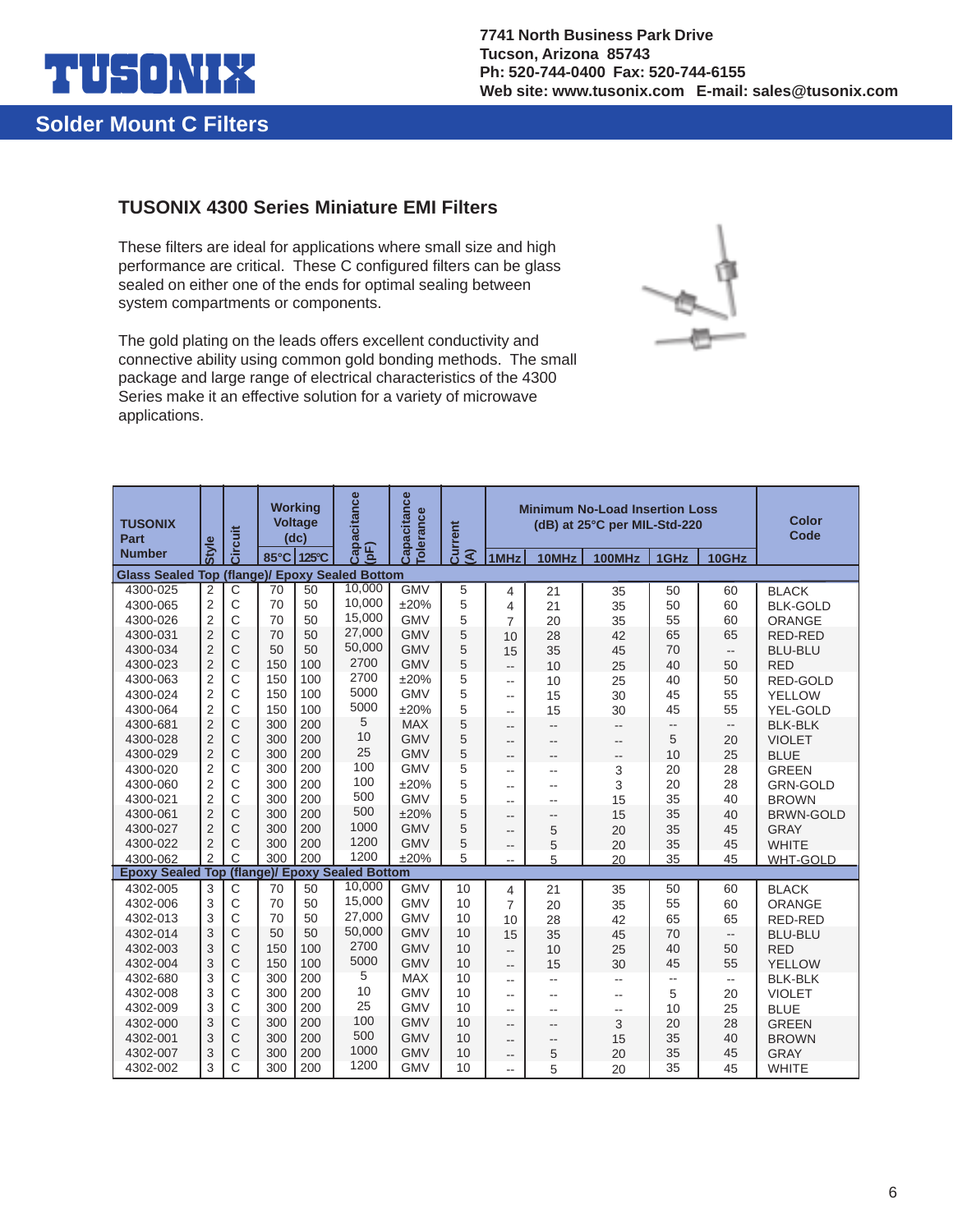# TUSONIX

7741 North Business Park Drive
Tucson, Arizona 85743
Ph: 520-744-0400 Fax: 520-744-6155
Web site: www.tusonix.com E-mail: sales@tusonix.com

## Solder Mount C Filters

### TUSONIX 4300 Series Miniature EMI Filters

These filters are ideal for applications where small size and high performance are critical. These C configured filters can be glass sealed on either one of the ends for optimal sealing between system compartments or components.

The gold plating on the leads offers excellent conductivity and connective ability using common gold bonding methods. The small package and large range of electrical characteristics of the 4300 Series make it an effective solution for a variety of microwave applications.

| TUSONIX Part Number | Style | Circuit | Working Voltage (dc) | | Capacitance (pF) | Capacitance Tolerance | Current (A) | Minimum No-Load Insertion Loss (dB) at 25°C per MIL-Std-220 | | | | | Color Code |
|---|---|---|---|---|---|---|---|---|---|---|---|---|---|
| | | | 85°C | 125°C | | | | 1MHz | 10MHz | 100MHz | 1GHz | 10GHz | |
| **Glass Sealed Top (flange)/ Epoxy Sealed Bottom** | | | | | | | | | | | | | |
| 4300-025 | 2 | C | 70 | 50 | 10,000 | GMV | 5 | 4 | 21 | 35 | 50 | 60 | BLACK |
| 4300-065 | 2 | C | 70 | 50 | 10,000 | ±20% | 5 | 4 | 21 | 35 | 50 | 60 | BLK-GOLD |
| 4300-026 | 2 | C | 70 | 50 | 15,000 | GMV | 5 | 7 | 20 | 35 | 55 | 60 | ORANGE |
| 4300-031 | 2 | C | 70 | 50 | 27,000 | GMV | 5 | 10 | 28 | 42 | 65 | 65 | RED-RED |
| 4300-034 | 2 | C | 50 | 50 | 50,000 | GMV | 5 | 15 | 35 | 45 | 70 | -- | BLU-BLU |
| 4300-023 | 2 | C | 150 | 100 | 2700 | GMV | 5 | -- | 10 | 25 | 40 | 50 | RED |
| 4300-063 | 2 | C | 150 | 100 | 2700 | ±20% | 5 | -- | 10 | 25 | 40 | 50 | RED-GOLD |
| 4300-024 | 2 | C | 150 | 100 | 5000 | GMV | 5 | -- | 15 | 30 | 45 | 55 | YELLOW |
| 4300-064 | 2 | C | 150 | 100 | 5000 | ±20% | 5 | -- | 15 | 30 | 45 | 55 | YEL-GOLD |
| 4300-681 | 2 | C | 300 | 200 | 5 | MAX | 5 | -- | -- | -- | -- | -- | BLK-BLK |
| 4300-028 | 2 | C | 300 | 200 | 10 | GMV | 5 | -- | -- | -- | 5 | 20 | VIOLET |
| 4300-029 | 2 | C | 300 | 200 | 25 | GMV | 5 | -- | -- | -- | 10 | 25 | BLUE |
| 4300-020 | 2 | C | 300 | 200 | 100 | GMV | 5 | -- | -- | 3 | 20 | 28 | GREEN |
| 4300-060 | 2 | C | 300 | 200 | 100 | ±20% | 5 | -- | -- | 3 | 20 | 28 | GRN-GOLD |
| 4300-021 | 2 | C | 300 | 200 | 500 | GMV | 5 | -- | -- | 15 | 35 | 40 | BROWN |
| 4300-061 | 2 | C | 300 | 200 | 500 | ±20% | 5 | -- | -- | 15 | 35 | 40 | BRWN-GOLD |
| 4300-027 | 2 | C | 300 | 200 | 1000 | GMV | 5 | -- | 5 | 20 | 35 | 45 | GRAY |
| 4300-022 | 2 | C | 300 | 200 | 1200 | GMV | 5 | -- | 5 | 20 | 35 | 45 | WHITE |
| 4300-062 | 2 | C | 300 | 200 | 1200 | ±20% | 5 | -- | 5 | 20 | 35 | 45 | WHT-GOLD |
| **Epoxy Sealed Top (flange)/ Epoxy Sealed Bottom** | | | | | | | | | | | | | |
| 4302-005 | 3 | C | 70 | 50 | 10,000 | GMV | 10 | 4 | 21 | 35 | 50 | 60 | BLACK |
| 4302-006 | 3 | C | 70 | 50 | 15,000 | GMV | 10 | 7 | 20 | 35 | 55 | 60 | ORANGE |
| 4302-013 | 3 | C | 70 | 50 | 27,000 | GMV | 10 | 10 | 28 | 42 | 65 | 65 | RED-RED |
| 4302-014 | 3 | C | 50 | 50 | 50,000 | GMV | 10 | 15 | 35 | 45 | 70 | -- | BLU-BLU |
| 4302-003 | 3 | C | 150 | 100 | 2700 | GMV | 10 | -- | 10 | 25 | 40 | 50 | RED |
| 4302-004 | 3 | C | 150 | 100 | 5000 | GMV | 10 | -- | 15 | 30 | 45 | 55 | YELLOW |
| 4302-680 | 3 | C | 300 | 200 | 5 | MAX | 10 | -- | -- | -- | -- | -- | BLK-BLK |
| 4302-008 | 3 | C | 300 | 200 | 10 | GMV | 10 | -- | -- | -- | 5 | 20 | VIOLET |
| 4302-009 | 3 | C | 300 | 200 | 25 | GMV | 10 | -- | -- | -- | 10 | 25 | BLUE |
| 4302-000 | 3 | C | 300 | 200 | 100 | GMV | 10 | -- | -- | 3 | 20 | 28 | GREEN |
| 4302-001 | 3 | C | 300 | 200 | 500 | GMV | 10 | -- | -- | 15 | 35 | 40 | BROWN |
| 4302-007 | 3 | C | 300 | 200 | 1000 | GMV | 10 | -- | 5 | 20 | 35 | 45 | GRAY |
| 4302-002 | 3 | C | 300 | 200 | 1200 | GMV | 10 | -- | 5 | 20 | 35 | 45 | WHITE |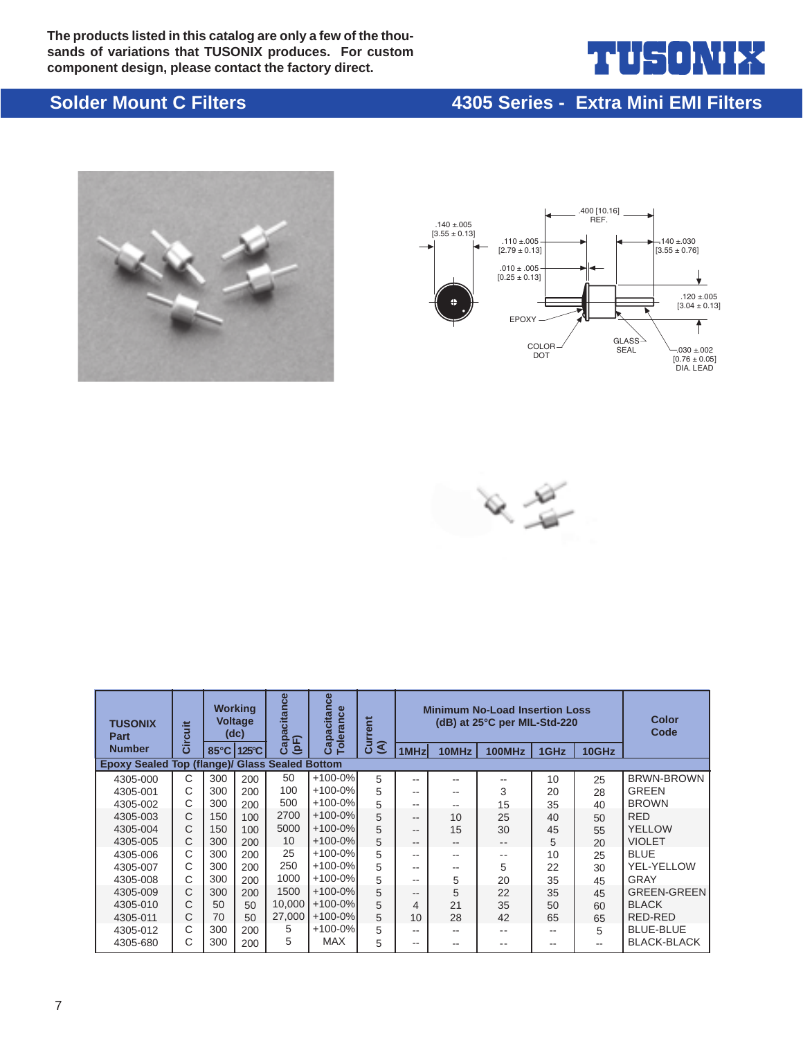The products listed in this catalog are only a few of the thousands of variations that TUSONIX produces. For custom component design, please contact the factory direct.

TUSONIX

## Solder Mount C Filters

## 4305 Series - Extra Mini EMI Filters

.140 ±.005 [3.55 ± 0.13]

.400 [10.16] REF.

.110 ±.005 [2.79 ± 0.13]

.140 ±.030 [3.55 ± 0.76]

.010 ± .005 [0.25 ± 0.13]

.120 ±.005 [3.04 ± 0.13]

EPOXY

COLOR DOT

GLASS SEAL

.030 ±.002 [0.76 ± 0.05] DIA. LEAD

| TUSONIX Part Number | Circuit | Working Voltage (dc) | | Capacitance (pF) | Capacitance Tolerance | Current (A) | Minimum No-Load Insertion Loss (dB) at 25°C per MIL-Std-220 | | | | | Color Code |
|---|---|---|---|---|---|---|---|---|---|---|---|---|
| | | 85°C | 125°C | | | | 1MHz | 10MHz | 100MHz | 1GHz | 10GHz | |
| **Epoxy Sealed Top (flange)/ Glass Sealed Bottom** | | | | | | | | | | | | |
| 4305-000 | C | 300 | 200 | 50 | +100-0% | 5 | -- | -- | -- | 10 | 25 | BRWN-BROWN |
| 4305-001 | C | 300 | 200 | 100 | +100-0% | 5 | -- | -- | 3 | 20 | 28 | GREEN |
| 4305-002 | C | 300 | 200 | 500 | +100-0% | 5 | -- | -- | 15 | 35 | 40 | BROWN |
| 4305-003 | C | 150 | 100 | 2700 | +100-0% | 5 | -- | 10 | 25 | 40 | 50 | RED |
| 4305-004 | C | 150 | 100 | 5000 | +100-0% | 5 | -- | 15 | 30 | 45 | 55 | YELLOW |
| 4305-005 | C | 300 | 200 | 10 | +100-0% | 5 | -- | -- | -- | 5 | 20 | VIOLET |
| 4305-006 | C | 300 | 200 | 25 | +100-0% | 5 | -- | -- | -- | 10 | 25 | BLUE |
| 4305-007 | C | 300 | 200 | 250 | +100-0% | 5 | -- | -- | 5 | 22 | 30 | YEL-YELLOW |
| 4305-008 | C | 300 | 200 | 1000 | +100-0% | 5 | -- | 5 | 20 | 35 | 45 | GRAY |
| 4305-009 | C | 300 | 200 | 1500 | +100-0% | 5 | -- | 5 | 22 | 35 | 45 | GREEN-GREEN |
| 4305-010 | C | 50 | 50 | 10,000 | +100-0% | 5 | 4 | 21 | 35 | 50 | 60 | BLACK |
| 4305-011 | C | 70 | 50 | 27,000 | +100-0% | 5 | 10 | 28 | 42 | 65 | 65 | RED-RED |
| 4305-012 | C | 300 | 200 | 5 | +100-0% | 5 | -- | -- | -- | -- | 5 | BLUE-BLUE |
| 4305-680 | C | 300 | 200 | 5 | MAX | 5 | -- | -- | -- | -- | -- | BLACK-BLACK |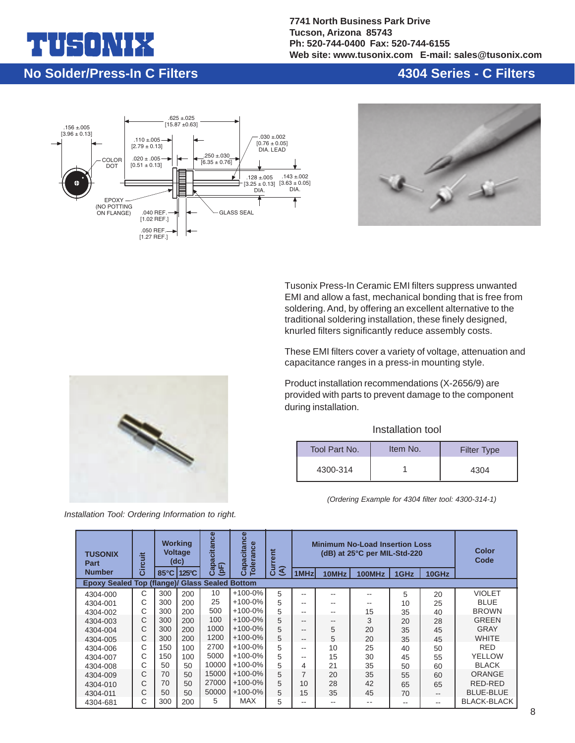# TUSONIX

7741 North Business Park Drive
Tucson, Arizona 85743
Ph: 520-744-0400 Fax: 520-744-6155
Web site: www.tusonix.com E-mail: sales@tusonix.com

## No Solder/Press-In C Filters

## 4304 Series - C Filters

.156 ±.005 [3.96 ± 0.13]
.625 ±.025 [15.87 ±0.63]
.110 ±.005 [2.79 ± 0.13]
.030 ±.002 [0.76 ± 0.05] DIA. LEAD
COLOR DOT
.020 ± .005 [0.51 ± 0.13]
.250 ±.030 [6.35 ± 0.76]
.128 ±.005 [3.25 ± 0.13] DIA.
.143 ±.002 [3.63 ± 0.05] DIA.
EPOXY (NO POTTING ON FLANGE)
.040 REF. [1.02 REF.]
GLASS SEAL
.050 REF. [1.27 REF.]

Tusonix Press-In Ceramic EMI filters suppress unwanted EMI and allow a fast, mechanical bonding that is free from soldering. And, by offering an excellent alternative to the traditional soldering installation, these finely designed, knurled filters significantly reduce assembly costs.

These EMI filters cover a variety of voltage, attenuation and capacitance ranges in a press-in mounting style.

Product installation recommendations (X-2656/9) are provided with parts to prevent damage to the component during installation.

*Installation Tool: Ordering Information to right.*

Installation tool

| Tool Part No. | Item No. | Filter Type |
|---|---|---|
| 4300-314 | 1 | 4304 |

*(Ordering Example for 4304 filter tool: 4300-314-1)*

| TUSONIX Part Number | Circuit | Working Voltage (dc) | | Capacitance (pF) | Capacitance Tolerance | Current (A) | Minimum No-Load Insertion Loss (dB) at 25°C per MIL-Std-220 | | | | | Color Code |
|---|---|---|---|---|---|---|---|---|---|---|---|---|
| | | 85°C | 125°C | | | | 1MHz | 10MHz | 100MHz | 1GHz | 10GHz | |
| **Epoxy Sealed Top (flange)/ Glass Sealed Bottom** | | | | | | | | | | | | |
| 4304-000 | C | 300 | 200 | 10 | +100-0% | 5 | -- | -- | -- | 5 | 20 | VIOLET |
| 4304-001 | C | 300 | 200 | 25 | +100-0% | 5 | -- | -- | -- | 10 | 25 | BLUE |
| 4304-002 | C | 300 | 200 | 500 | +100-0% | 5 | -- | -- | 15 | 35 | 40 | BROWN |
| 4304-003 | C | 300 | 200 | 100 | +100-0% | 5 | -- | -- | 3 | 20 | 28 | GREEN |
| 4304-004 | C | 300 | 200 | 1000 | +100-0% | 5 | -- | 5 | 20 | 35 | 45 | GRAY |
| 4304-005 | C | 300 | 200 | 1200 | +100-0% | 5 | -- | 5 | 20 | 35 | 45 | WHITE |
| 4304-006 | C | 150 | 100 | 2700 | +100-0% | 5 | -- | 10 | 25 | 40 | 50 | RED |
| 4304-007 | C | 150 | 100 | 5000 | +100-0% | 5 | -- | 15 | 30 | 45 | 55 | YELLOW |
| 4304-008 | C | 50 | 50 | 10000 | +100-0% | 5 | 4 | 21 | 35 | 50 | 60 | BLACK |
| 4304-009 | C | 70 | 50 | 15000 | +100-0% | 5 | 7 | 20 | 35 | 55 | 60 | ORANGE |
| 4304-010 | C | 70 | 50 | 27000 | +100-0% | 5 | 10 | 28 | 42 | 65 | 65 | RED-RED |
| 4304-011 | C | 50 | 50 | 50000 | +100-0% | 5 | 15 | 35 | 45 | 70 | -- | BLUE-BLUE |
| 4304-681 | C | 300 | 200 | 5 | MAX | 5 | -- | -- | -- | -- | -- | BLACK-BLACK |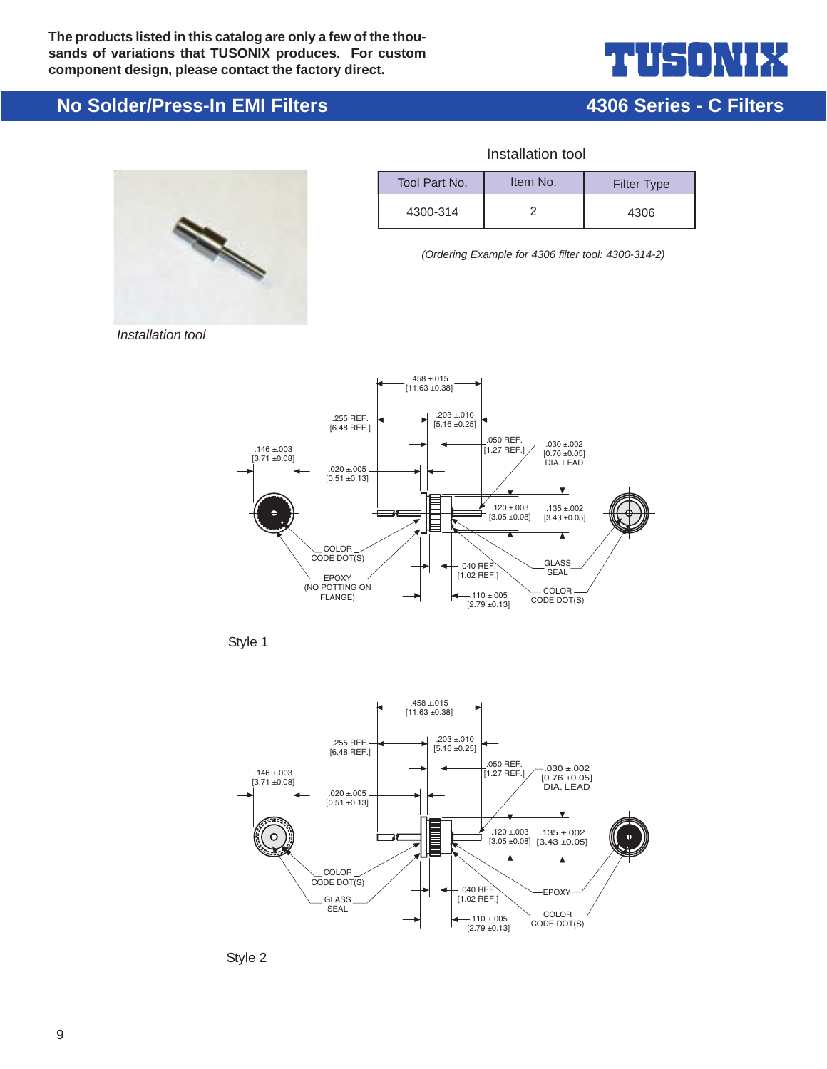**The products listed in this catalog are only a few of the thousands of variations that TUSONIX produces. For custom component design, please contact the factory direct.**

## No Solder/Press-In EMI Filters

## 4306 Series - C Filters

Installation tool

| Tool Part No. | Item No. | Filter Type |
|---|---|---|
| 4300-314 | 2 | 4306 |

*(Ordering Example for 4306 filter tool: 4300-314-2)*

*Installation tool*

.458 ±.015 [11.63 ±0.38]
.255 REF. [6.48 REF.]
.203 ±.010 [5.16 ±0.25]
.146 ±.003 [3.71 ±0.08]
.050 REF. [1.27 REF.]
.030 ±.002 [0.76 ±0.05] DIA. LEAD
.020 ±.005 [0.51 ±0.13]
.120 ±.003 [3.05 ±0.08]
.135 ±.002 [3.43 ±0.05]
COLOR CODE DOT(S)
EPOXY (NO POTTING ON FLANGE)
.040 REF. [1.02 REF.]
GLASS SEAL
COLOR CODE DOT(S)
.110 ±.005 [2.79 ±0.13]

Style 1

.458 ±.015 [11.63 ±0.38]
.255 REF. [6.48 REF.]
.203 ±.010 [5.16 ±0.25]
.146 ±.003 [3.71 ±0.08]
.050 REF. [1.27 REF.]
.030 ±.002 [0.76 ±0.05] DIA. LEAD
.020 ±.005 [0.51 ±0.13]
.120 ±.003 [3.05 ±0.08]
.135 ±.002 [3.43 ±0.05]
COLOR CODE DOT(S)
GLASS SEAL
.040 REF. [1.02 REF.]
EPOXY
COLOR CODE DOT(S)
.110 ±.005 [2.79 ±0.13]

Style 2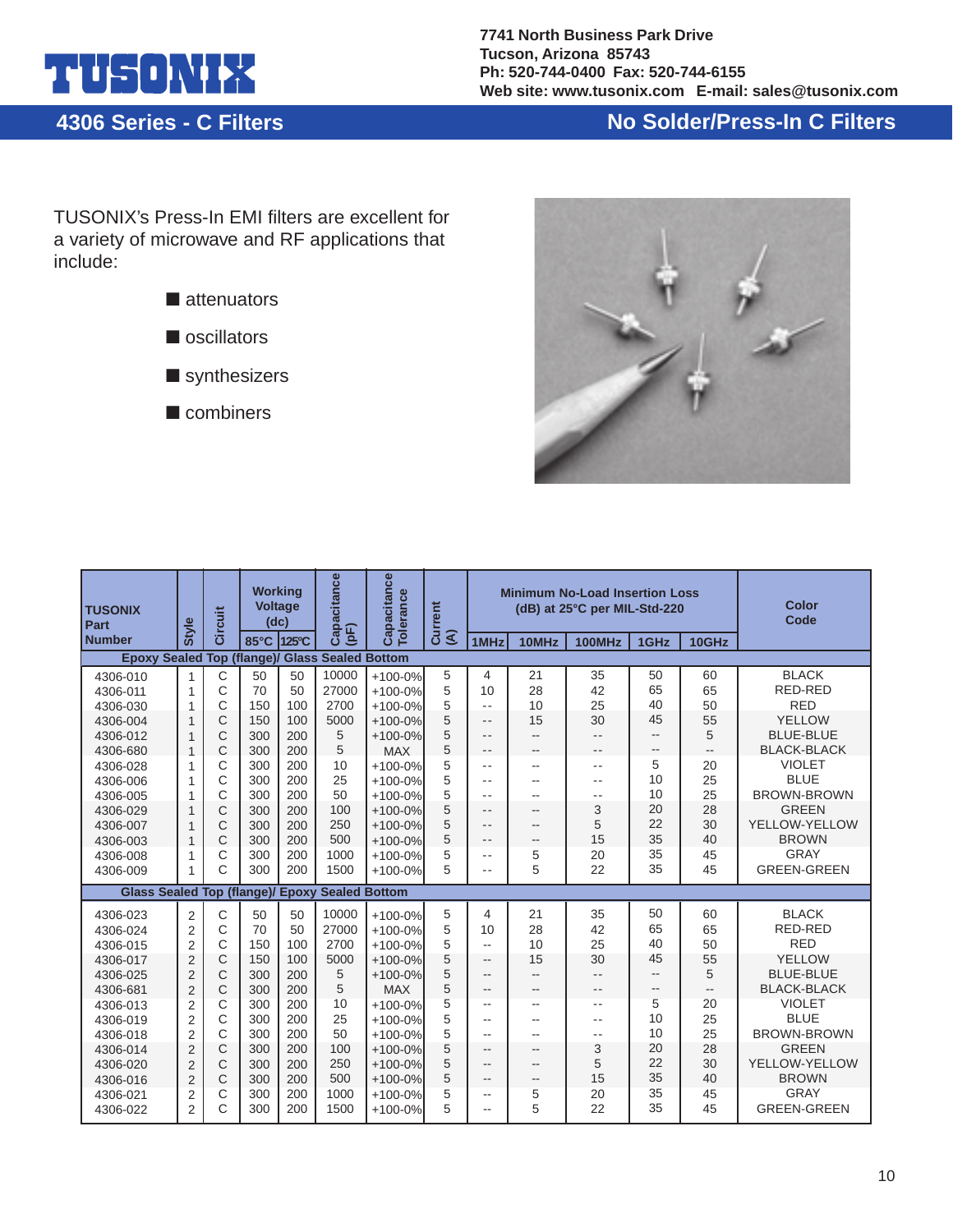# TUSONIX

**7741 North Business Park Drive**
**Tucson, Arizona 85743**
**Ph: 520-744-0400 Fax: 520-744-6155**
**Web site: www.tusonix.com E-mail: sales@tusonix.com**

## 4306 Series - C Filters

## No Solder/Press-In C Filters

TUSONIX's Press-In EMI filters are excellent for a variety of microwave and RF applications that include:

- attenuators
- oscillators
- synthesizers
- combiners

| TUSONIX Part Number | Style | Circuit | Working Voltage (dc) | | Capacitance (pF) | Capacitance Tolerance | Current (A) | Minimum No-Load Insertion Loss (dB) at 25°C per MIL-Std-220 | | | | | Color Code |
|---|---|---|---|---|---|---|---|---|---|---|---|---|---|
| | | | 85°C | 125°C | | | | 1MHz | 10MHz | 100MHz | 1GHz | 10GHz | |
| **Epoxy Sealed Top (flange)/ Glass Sealed Bottom** | | | | | | | | | | | | | |
| 4306-010 | 1 | C | 50 | 50 | 10000 | +100-0% | 5 | 4 | 21 | 35 | 50 | 60 | BLACK |
| 4306-011 | 1 | C | 70 | 50 | 27000 | +100-0% | 5 | 10 | 28 | 42 | 65 | 65 | RED-RED |
| 4306-030 | 1 | C | 150 | 100 | 2700 | +100-0% | 5 | -- | 10 | 25 | 40 | 50 | RED |
| 4306-004 | 1 | C | 150 | 100 | 5000 | +100-0% | 5 | -- | 15 | 30 | 45 | 55 | YELLOW |
| 4306-012 | 1 | C | 300 | 200 | 5 | +100-0% | 5 | -- | -- | -- | -- | 5 | BLUE-BLUE |
| 4306-680 | 1 | C | 300 | 200 | 5 | MAX | 5 | -- | -- | -- | -- | -- | BLACK-BLACK |
| 4306-028 | 1 | C | 300 | 200 | 10 | +100-0% | 5 | -- | -- | -- | 5 | 20 | VIOLET |
| 4306-006 | 1 | C | 300 | 200 | 25 | +100-0% | 5 | -- | -- | -- | 10 | 25 | BLUE |
| 4306-005 | 1 | C | 300 | 200 | 50 | +100-0% | 5 | -- | -- | -- | 10 | 25 | BROWN-BROWN |
| 4306-029 | 1 | C | 300 | 200 | 100 | +100-0% | 5 | -- | -- | 3 | 20 | 28 | GREEN |
| 4306-007 | 1 | C | 300 | 200 | 250 | +100-0% | 5 | -- | -- | 5 | 22 | 30 | YELLOW-YELLOW |
| 4306-003 | 1 | C | 300 | 200 | 500 | +100-0% | 5 | -- | -- | 15 | 35 | 40 | BROWN |
| 4306-008 | 1 | C | 300 | 200 | 1000 | +100-0% | 5 | -- | 5 | 20 | 35 | 45 | GRAY |
| 4306-009 | 1 | C | 300 | 200 | 1500 | +100-0% | 5 | -- | 5 | 22 | 35 | 45 | GREEN-GREEN |
| **Glass Sealed Top (flange)/ Epoxy Sealed Bottom** | | | | | | | | | | | | | |
| 4306-023 | 2 | C | 50 | 50 | 10000 | +100-0% | 5 | 4 | 21 | 35 | 50 | 60 | BLACK |
| 4306-024 | 2 | C | 70 | 50 | 27000 | +100-0% | 5 | 10 | 28 | 42 | 65 | 65 | RED-RED |
| 4306-015 | 2 | C | 150 | 100 | 2700 | +100-0% | 5 | -- | 10 | 25 | 40 | 50 | RED |
| 4306-017 | 2 | C | 150 | 100 | 5000 | +100-0% | 5 | -- | 15 | 30 | 45 | 55 | YELLOW |
| 4306-025 | 2 | C | 300 | 200 | 5 | +100-0% | 5 | -- | -- | -- | -- | 5 | BLUE-BLUE |
| 4306-681 | 2 | C | 300 | 200 | 5 | MAX | 5 | -- | -- | -- | -- | -- | BLACK-BLACK |
| 4306-013 | 2 | C | 300 | 200 | 10 | +100-0% | 5 | -- | -- | -- | 5 | 20 | VIOLET |
| 4306-019 | 2 | C | 300 | 200 | 25 | +100-0% | 5 | -- | -- | -- | 10 | 25 | BLUE |
| 4306-018 | 2 | C | 300 | 200 | 50 | +100-0% | 5 | -- | -- | -- | 10 | 25 | BROWN-BROWN |
| 4306-014 | 2 | C | 300 | 200 | 100 | +100-0% | 5 | -- | -- | 3 | 20 | 28 | GREEN |
| 4306-020 | 2 | C | 300 | 200 | 250 | +100-0% | 5 | -- | -- | 5 | 22 | 30 | YELLOW-YELLOW |
| 4306-016 | 2 | C | 300 | 200 | 500 | +100-0% | 5 | -- | -- | 15 | 35 | 40 | BROWN |
| 4306-021 | 2 | C | 300 | 200 | 1000 | +100-0% | 5 | -- | 5 | 20 | 35 | 45 | GRAY |
| 4306-022 | 2 | C | 300 | 200 | 1500 | +100-0% | 5 | -- | 5 | 22 | 35 | 45 | GREEN-GREEN |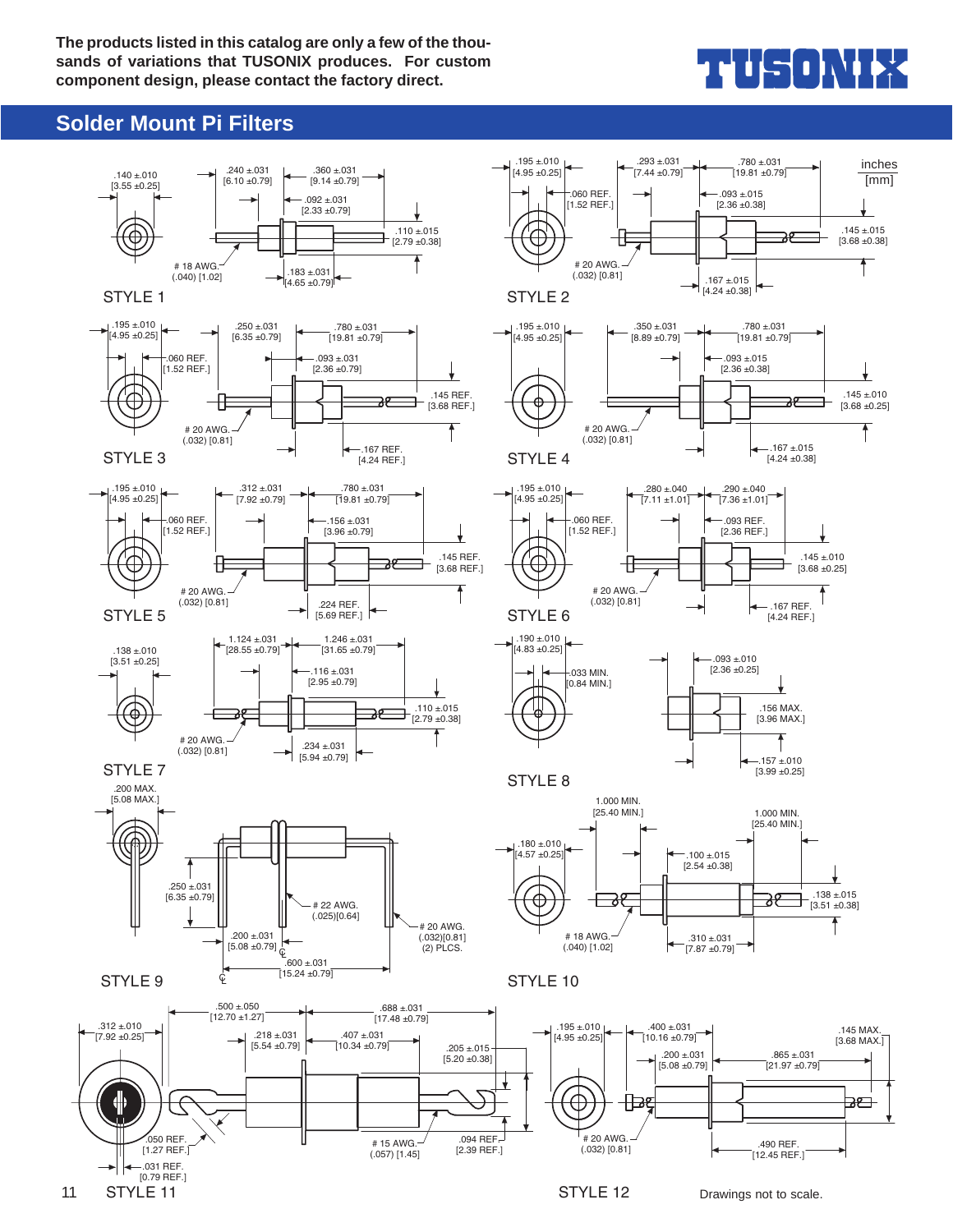The products listed in this catalog are only a few of the thousands of variations that TUSONIX produces. For custom component design, please contact the factory direct.

TUSONIX

## Solder Mount Pi Filters

inches
[mm]

**STYLE 1**

.140 ±.010 [3.55 ±0.25]
.240 ±.031 [6.10 ±0.79]
.360 ±.031 [9.14 ±0.79]
.092 ±.031 [2.33 ±0.79]
.110 ±.015 [2.79 ±0.38]
# 18 AWG. (.040) [1.02]
.183 ±.031 [4.65 ±0.79]

**STYLE 2**

.195 ±.010 [4.95 ±0.25]
.293 ±.031 [7.44 ±0.79]
.780 ±.031 [19.81 ±0.79]
.060 REF. [1.52 REF.]
.093 ±.015 [2.36 ±0.38]
.145 ±.015 [3.68 ±0.38]
# 20 AWG. (.032) [0.81]
.167 ±.015 [4.24 ±0.38]

**STYLE 3**

.195 ±.010 [4.95 ±0.25]
.250 ±.031 [6.35 ±0.79]
.780 ±.031 [19.81 ±0.79]
.060 REF. [1.52 REF.]
.093 ±.031 [2.36 ±0.79]
.145 REF. [3.68 REF.]
# 20 AWG. (.032) [0.81]
.167 REF. [4.24 REF.]

**STYLE 4**

.195 ±.010 [4.95 ±0.25]
.350 ±.031 [8.89 ±0.79]
.780 ±.031 [19.81 ±0.79]
.093 ±.015 [2.36 ±0.38]
.145 ±.010 [3.68 ±0.25]
# 20 AWG. (.032) [0.81]
.167 ±.015 [4.24 ±0.38]

**STYLE 5**

.195 ±.010 [4.95 ±0.25]
.312 ±.031 [7.92 ±0.79]
.780 ±.031 [19.81 ±0.79]
.060 REF. [1.52 REF.]
.156 ±.031 [3.96 ±0.79]
.145 REF. [3.68 REF.]
# 20 AWG. (.032) [0.81]
.224 REF. [5.69 REF.]

**STYLE 6**

.195 ±.010 [4.95 ±0.25]
.280 ±.040 [7.11 ±1.01]
.290 ±.040 [7.36 ±1.01]
.060 REF. [1.52 REF.]
.093 REF. [2.36 REF.]
.145 ±.010 [3.68 ±0.25]
# 20 AWG. (.032) [0.81]
.167 REF. [4.24 REF.]

**STYLE 7**

.138 ±.010 [3.51 ±0.25]
1.124 ±.031 [28.55 ±0.79]
1.246 ±.031 [31.65 ±0.79]
.116 ±.031 [2.95 ±0.79]
.110 ±.015 [2.79 ±0.38]
# 20 AWG. (.032) [0.81]
.234 ±.031 [5.94 ±0.79]

**STYLE 8**

.190 ±.010 [4.83 ±0.25]
.033 MIN. [0.84 MIN.]
.093 ±.010 [2.36 ±0.25]
.156 MAX. [3.96 MAX.]
.157 ±.010 [3.99 ±0.25]

**STYLE 9**

.200 MAX. [5.08 MAX.]
.250 ±.031 [6.35 ±0.79]
# 22 AWG. (.025)[0.64]
# 20 AWG. (.032)[0.81] (2) PLCS.
.200 ±.031 [5.08 ±0.79]
.600 ±.031 [15.24 ±0.79]

**STYLE 10**

1.000 MIN. [25.40 MIN.]
1.000 MIN. [25.40 MIN.]
.180 ±.010 [4.57 ±0.25]
.100 ±.015 [2.54 ±0.38]
.138 ±.015 [3.51 ±0.38]
# 18 AWG. (.040) [1.02]
.310 ±.031 [7.87 ±0.79]

**STYLE 11**

.312 ±.010 [7.92 ±0.25]
.500 ±.050 [12.70 ±1.27]
.688 ±.031 [17.48 ±0.79]
.218 ±.031 [5.54 ±0.79]
.407 ±.031 [10.34 ±0.79]
.205 ±.015 [5.20 ±0.38]
.050 REF. [1.27 REF.]
.031 REF. [0.79 REF.]
# 15 AWG. (.057) [1.45]
.094 REF. [2.39 REF.]

**STYLE 12**

.195 ±.010 [4.95 ±0.25]
.400 ±.031 [10.16 ±0.79]
.145 MAX. [3.68 MAX.]
.200 ±.031 [5.08 ±0.79]
.865 ±.031 [21.97 ±0.79]
# 20 AWG. (.032) [0.81]
.490 REF. [12.45 REF.]

Drawings not to scale.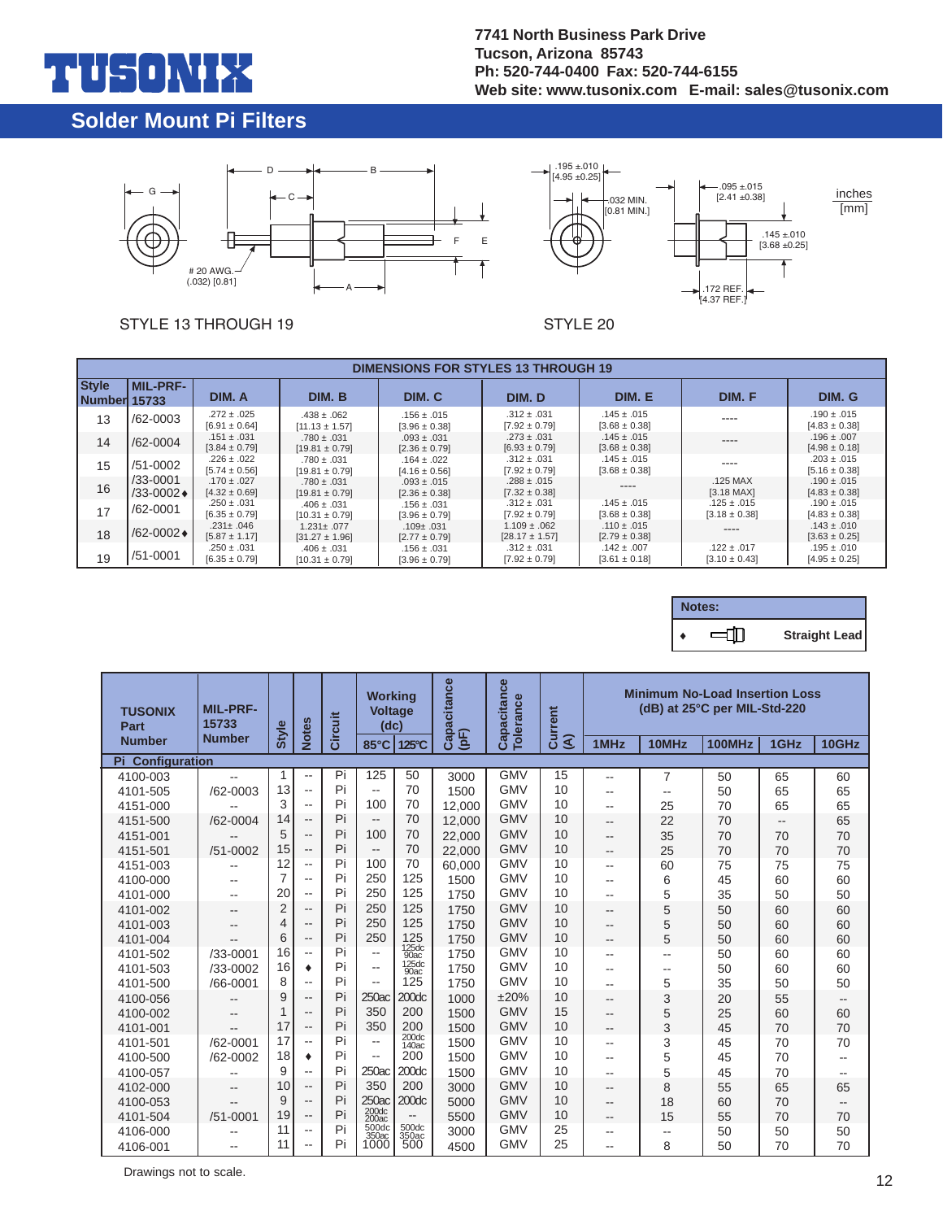TUSONIX

7741 North Business Park Drive
Tucson, Arizona 85743
Ph: 520-744-0400 Fax: 520-744-6155
Web site: www.tusonix.com E-mail: sales@tusonix.com

## Solder Mount Pi Filters

D B G C F E # 20 AWG. (.032) [0.81] A

.195 ±.010 [4.95 ±0.25] .032 MIN. [0.81 MIN.] .095 ±.015 [2.41 ±0.38] .145 ±.010 [3.68 ±0.25] .172 REF. [4.37 REF.]

inches [mm]

STYLE 13 THROUGH 19 STYLE 20

| DIMENSIONS FOR STYLES 13 THROUGH 19 | | | | | | | | |
|---|---|---|---|---|---|---|---|---|
| Style Number | MIL-PRF-15733 | DIM. A | DIM. B | DIM. C | DIM. D | DIM. E | DIM. F | DIM. G |
| 13 | /62-0003 | .272 ± .025 [6.91 ± 0.64] | .438 ± .062 [11.13 ± 1.57] | .156 ± .015 [3.96 ± 0.38] | .312 ± .031 [7.92 ± 0.79] | .145 ± .015 [3.68 ± 0.38] | ---- | .190 ± .015 [4.83 ± 0.38] |
| 14 | /62-0004 | .151 ± .031 [3.84 ± 0.79] | .780 ± .031 [19.81 ± 0.79] | .093 ± .031 [2.36 ± 0.79] | .273 ± .031 [6.93 ± 0.79] | .145 ± .015 [3.68 ± 0.38] | ---- | .196 ± .007 [4.98 ± 0.18] |
| 15 | /51-0002 | .226 ± .022 [5.74 ± 0.56] | .780 ± .031 [19.81 ± 0.79] | .164 ± .022 [4.16 ± 0.56] | .312 ± .031 [7.92 ± 0.79] | .145 ± .015 [3.68 ± 0.38] | ---- | .203 ± .015 [5.16 ± 0.38] |
| 16 | /33-0001 /33-0002♦ | .170 ± .027 [4.32 ± 0.69] | .780 ± .031 [19.81 ± 0.79] | .093 ± .015 [2.36 ± 0.38] | .288 ± .015 [7.32 ± 0.38] | ---- | .125 MAX [3.18 MAX] | .190 ± .015 [4.83 ± 0.38] |
| 17 | /62-0001 | .250 ± .031 [6.35 ± 0.79] | .406 ± .031 [10.31 ± 0.79] | .156 ± .031 [3.96 ± 0.79] | .312 ± .031 [7.92 ± 0.79] | .145 ± .015 [3.68 ± 0.38] | .125 ± .015 [3.18 ± 0.38] | .190 ± .015 [4.83 ± 0.38] |
| 18 | /62-0002♦ | .231± .046 [5.87 ± 1.17] | 1.231± .077 [31.27 ± 1.96] | .109± .031 [2.77 ± 0.79] | 1.109 ± .062 [28.17 ± 1.57] | .110 ± .015 [2.79 ± 0.38] | ---- | .143 ± .010 [3.63 ± 0.25] |
| 19 | /51-0001 | .250 ± .031 [6.35 ± 0.79] | .406 ± .031 [10.31 ± 0.79] | .156 ± .031 [3.96 ± 0.79] | .312 ± .031 [7.92 ± 0.79] | .142 ± .007 [3.61 ± 0.18] | .122 ± .017 [3.10 ± 0.43] | .195 ± .010 [4.95 ± 0.25] |

| Notes: | |
|---|---|
| ♦ | Straight Lead |

| TUSONIX Part Number | MIL-PRF-15733 Number | Style | Notes | Circuit | Working Voltage (dc) | | Capacitance (pF) | Capacitance Tolerance | Current (A) | Minimum No-Load Insertion Loss (dB) at 25°C per MIL-Std-220 | | | | |
|---|---|---|---|---|---|---|---|---|---|---|---|---|---|---|
| | | | | | 85°C | 125°C | | | | 1MHz | 10MHz | 100MHz | 1GHz | 10GHz |
| **Pi Configuration** | | | | | | | | | | | | | | |
| 4100-003 | -- | 1 | -- | Pi | 125 | 50 | 3000 | GMV | 15 | -- | 7 | 50 | 65 | 60 |
| 4101-505 | /62-0003 | 13 | -- | Pi | -- | 70 | 1500 | GMV | 10 | -- | -- | 50 | 65 | 65 |
| 4151-000 | -- | 3 | -- | Pi | 100 | 70 | 12,000 | GMV | 10 | -- | 25 | 70 | 65 | 65 |
| 4151-500 | /62-0004 | 14 | -- | Pi | -- | 70 | 12,000 | GMV | 10 | -- | 22 | 70 | -- | 65 |
| 4151-001 | -- | 5 | -- | Pi | 100 | 70 | 22,000 | GMV | 10 | -- | 35 | 70 | 70 | 70 |
| 4151-501 | /51-0002 | 15 | -- | Pi | -- | 70 | 22,000 | GMV | 10 | -- | 25 | 70 | 70 | 70 |
| 4151-003 | -- | 12 | -- | Pi | 100 | 70 | 60,000 | GMV | 10 | -- | 60 | 75 | 75 | 75 |
| 4100-000 | -- | 7 | -- | Pi | 250 | 125 | 1500 | GMV | 10 | -- | 6 | 45 | 60 | 60 |
| 4101-000 | -- | 20 | -- | Pi | 250 | 125 | 1750 | GMV | 10 | -- | 5 | 35 | 50 | 50 |
| 4101-002 | -- | 2 | -- | Pi | 250 | 125 | 1750 | GMV | 10 | -- | 5 | 50 | 60 | 60 |
| 4101-003 | -- | 4 | -- | Pi | 250 | 125 | 1750 | GMV | 10 | -- | 5 | 50 | 60 | 60 |
| 4101-004 | -- | 6 | -- | Pi | 250 | 125 | 1750 | GMV | 10 | -- | 5 | 50 | 60 | 60 |
| 4101-502 | /33-0001 | 16 | -- | Pi | -- | 125dc 90ac | 1750 | GMV | 10 | -- | -- | 50 | 60 | 60 |
| 4101-503 | /33-0002 | 16 | ♦ | Pi | -- | 125dc 90ac | 1750 | GMV | 10 | -- | -- | 50 | 60 | 60 |
| 4101-500 | /66-0001 | 8 | -- | Pi | -- | 125 | 1750 | GMV | 10 | -- | 5 | 35 | 50 | 50 |
| 4100-056 | -- | 9 | -- | Pi | 250ac | 200dc | 1000 | ±20% | 10 | -- | 3 | 20 | 55 | -- |
| 4100-002 | -- | 1 | -- | Pi | 350 | 200 | 1500 | GMV | 15 | -- | 5 | 25 | 60 | 60 |
| 4101-001 | -- | 17 | -- | Pi | 350 | 200 | 1500 | GMV | 10 | -- | 3 | 45 | 70 | 70 |
| 4101-501 | /62-0001 | 17 | -- | Pi | -- | 200dc 140ac | 1500 | GMV | 10 | -- | 3 | 45 | 70 | 70 |
| 4100-500 | /62-0002 | 18 | ♦ | Pi | -- | 200 | 1500 | GMV | 10 | -- | 5 | 45 | 70 | -- |
| 4100-057 | -- | 9 | -- | Pi | 250ac | 200dc | 1500 | GMV | 10 | -- | 5 | 45 | 70 | -- |
| 4102-000 | -- | 10 | -- | Pi | 350 | 200 | 3000 | GMV | 10 | -- | 8 | 55 | 65 | 65 |
| 4100-053 | -- | 9 | -- | Pi | 250ac | 200dc | 5000 | GMV | 10 | -- | 18 | 60 | 70 | -- |
| 4101-504 | /51-0001 | 19 | -- | Pi | 200dc 200ac | -- | 5500 | GMV | 10 | -- | 15 | 55 | 70 | 70 |
| 4106-000 | -- | 11 | -- | Pi | 500dc 350ac | 500dc 350ac | 3000 | GMV | 25 | -- | -- | 50 | 50 | 50 |
| 4106-001 | -- | 11 | -- | Pi | 1000 | 500 | 4500 | GMV | 25 | -- | 8 | 50 | 70 | 70 |

Drawings not to scale.